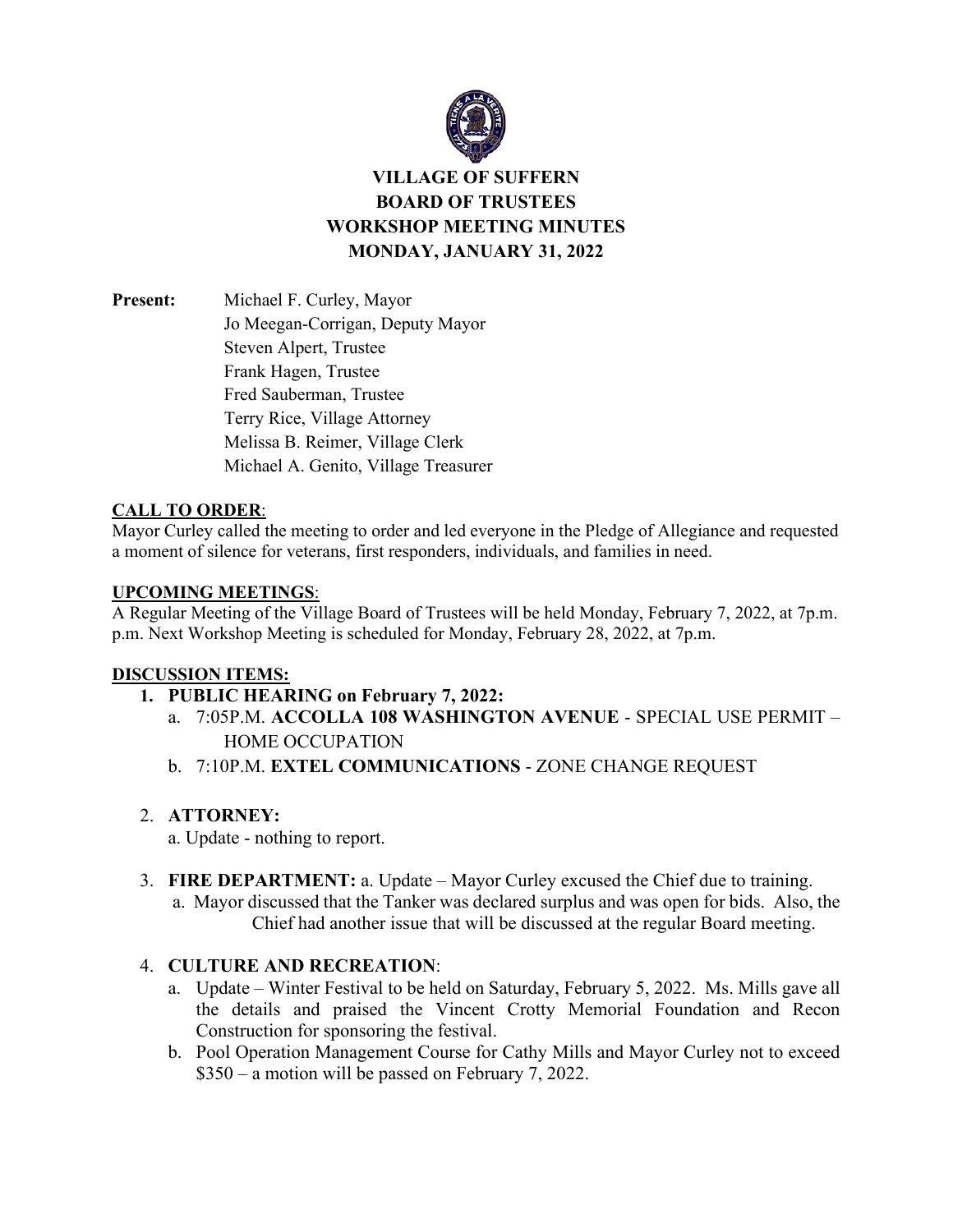# VILLAGE OF SUFFERN
# BOARD OF TRUSTEES
# WORKSHOP MEETING MINUTES
# MONDAY, JANUARY 31, 2022

**Present:** Michael F. Curley, Mayor
Jo Meegan-Corrigan, Deputy Mayor
Steven Alpert, Trustee
Frank Hagen, Trustee
Fred Sauberman, Trustee
Terry Rice, Village Attorney
Melissa B. Reimer, Village Clerk
Michael A. Genito, Village Treasurer

**CALL TO ORDER**:

Mayor Curley called the meeting to order and led everyone in the Pledge of Allegiance and requested a moment of silence for veterans, first responders, individuals, and families in need.

**UPCOMING MEETINGS**:

A Regular Meeting of the Village Board of Trustees will be held Monday, February 7, 2022, at 7p.m. p.m. Next Workshop Meeting is scheduled for Monday, February 28, 2022, at 7p.m.

**DISCUSSION ITEMS:**

1. **PUBLIC HEARING on February 7, 2022:**
   a. 7:05P.M. **ACCOLLA 108 WASHINGTON AVENUE** - SPECIAL USE PERMIT – HOME OCCUPATION
   b. 7:10P.M. **EXTEL COMMUNICATIONS** - ZONE CHANGE REQUEST

2. **ATTORNEY:**
   a. Update - nothing to report.

3. **FIRE DEPARTMENT:** a. Update – Mayor Curley excused the Chief due to training.
   a. Mayor discussed that the Tanker was declared surplus and was open for bids. Also, the Chief had another issue that will be discussed at the regular Board meeting.

4. **CULTURE AND RECREATION**:
   a. Update – Winter Festival to be held on Saturday, February 5, 2022. Ms. Mills gave all the details and praised the Vincent Crotty Memorial Foundation and Recon Construction for sponsoring the festival.
   b. Pool Operation Management Course for Cathy Mills and Mayor Curley not to exceed $350 – a motion will be passed on February 7, 2022.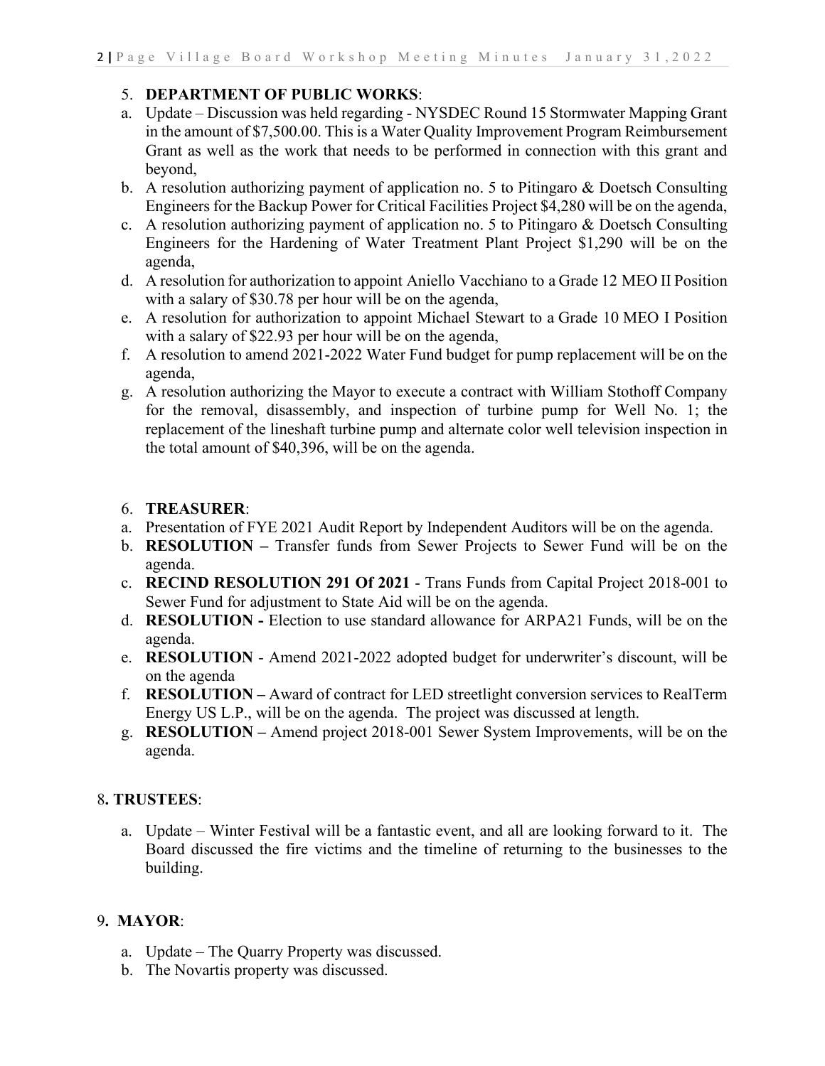5. **DEPARTMENT OF PUBLIC WORKS**:

a. Update – Discussion was held regarding - NYSDEC Round 15 Stormwater Mapping Grant in the amount of $7,500.00. This is a Water Quality Improvement Program Reimbursement Grant as well as the work that needs to be performed in connection with this grant and beyond,

b. A resolution authorizing payment of application no. 5 to Pitingaro & Doetsch Consulting Engineers for the Backup Power for Critical Facilities Project $4,280 will be on the agenda,

c. A resolution authorizing payment of application no. 5 to Pitingaro & Doetsch Consulting Engineers for the Hardening of Water Treatment Plant Project $1,290 will be on the agenda,

d. A resolution for authorization to appoint Aniello Vacchiano to a Grade 12 MEO II Position with a salary of $30.78 per hour will be on the agenda,

e. A resolution for authorization to appoint Michael Stewart to a Grade 10 MEO I Position with a salary of $22.93 per hour will be on the agenda,

f. A resolution to amend 2021-2022 Water Fund budget for pump replacement will be on the agenda,

g. A resolution authorizing the Mayor to execute a contract with William Stothoff Company for the removal, disassembly, and inspection of turbine pump for Well No. 1; the replacement of the lineshaft turbine pump and alternate color well television inspection in the total amount of $40,396, will be on the agenda.

6. **TREASURER**:

a. Presentation of FYE 2021 Audit Report by Independent Auditors will be on the agenda.

b. **RESOLUTION –** Transfer funds from Sewer Projects to Sewer Fund will be on the agenda.

c. **RECIND RESOLUTION 291 Of 2021** - Trans Funds from Capital Project 2018-001 to Sewer Fund for adjustment to State Aid will be on the agenda.

d. **RESOLUTION -** Election to use standard allowance for ARPA21 Funds, will be on the agenda.

e. **RESOLUTION** - Amend 2021-2022 adopted budget for underwriter's discount, will be on the agenda

f. **RESOLUTION –** Award of contract for LED streetlight conversion services to RealTerm Energy US L.P., will be on the agenda. The project was discussed at length.

g. **RESOLUTION –** Amend project 2018-001 Sewer System Improvements, will be on the agenda.

8**. TRUSTEES**:

a. Update – Winter Festival will be a fantastic event, and all are looking forward to it. The Board discussed the fire victims and the timeline of returning to the businesses to the building.

9**. MAYOR**:

a. Update – The Quarry Property was discussed.

b. The Novartis property was discussed.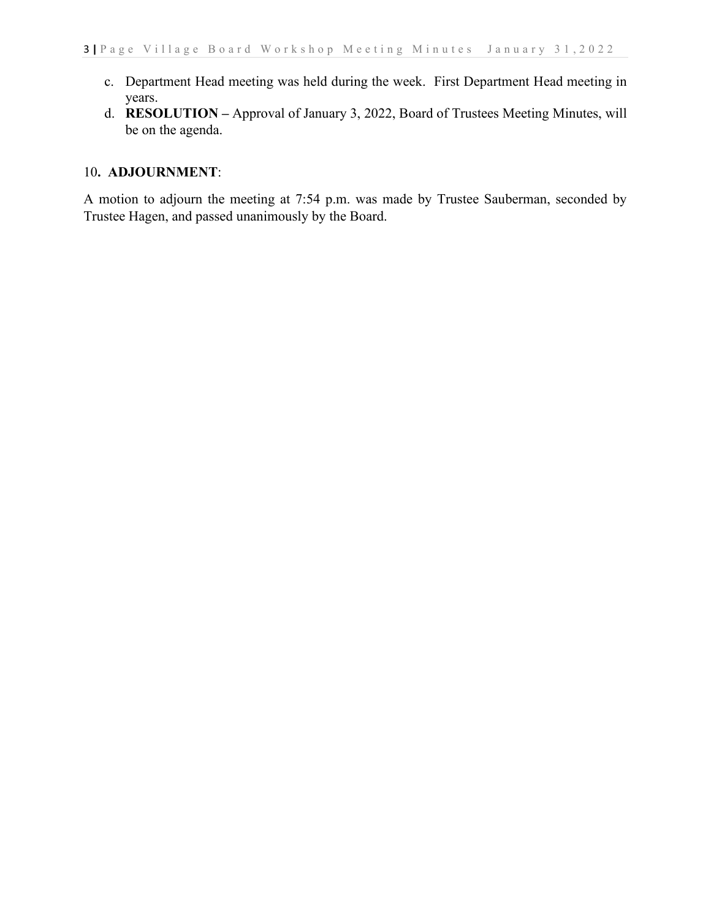c. Department Head meeting was held during the week. First Department Head meeting in years.
d. **RESOLUTION –** Approval of January 3, 2022, Board of Trustees Meeting Minutes, will be on the agenda.

10**. ADJOURNMENT**:

A motion to adjourn the meeting at 7:54 p.m. was made by Trustee Sauberman, seconded by Trustee Hagen, and passed unanimously by the Board.